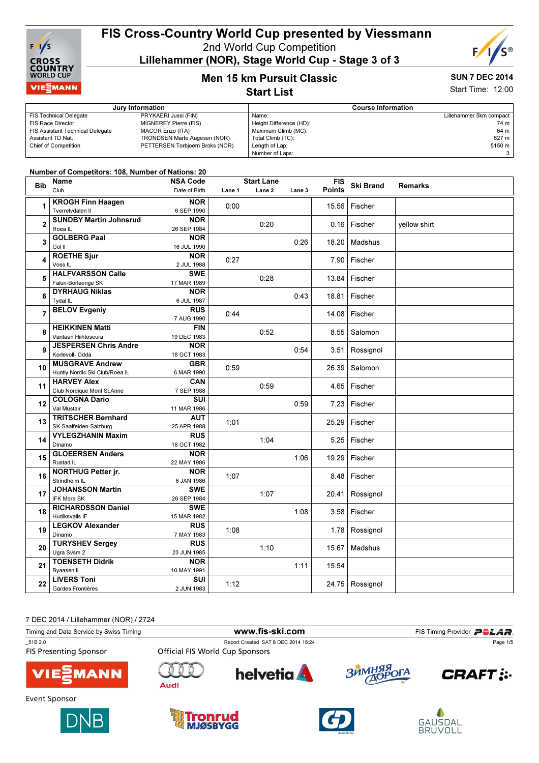# FIS Cross-Country World Cup presented by Viessmann

## 2nd World Cup Competition

## Lillehammer (NOR), Stage World Cup - Stage 3 of 3

## Men 15 km Pursuit Classic

## Start List

**SUN 7 DEC 2014**

Start Time: 12:00

| Jury Information | |
|---|---|
| FIS Technical Delegate | PRYKAERI Jussi (FIN) |
| FIS Race Director | MIGNEREY Pierre (FIS) |
| FIS Assistant Technical Delegate | MACOR Enzo (ITA) |
| Assistant TD Nat. | TRONDSEN Marte Aagesen (NOR) |
| Chief of Competition | PETTERSEN Torbjoern Broks (NOR) |

| Course Information | |
|---|---|
| Name: | Lillehammer 5km compact |
| Height Difference (HD): | 74 m |
| Maximum Climb (MC): | 64 m |
| Total Climb (TC): | 627 m |
| Length of Lap: | 5150 m |
| Number of Laps: | 3 |

Number of Competitors: 108, Number of Nations: 20

| Bib | Name / Club | NSA Code / Date of Birth | Start Lane 1 | Start Lane 2 | Start Lane 3 | FIS Points | Ski Brand | Remarks |
|---|---|---|---|---|---|---|---|---|
| 1 | KROGH Finn Haagen<br>Tverrelvdalen Il | NOR<br>6 SEP 1990 | 0:00 | | | 15.56 | Fischer | |
| 2 | SUNDBY Martin Johnsrud<br>Roea IL | NOR<br>26 SEP 1984 | | 0:20 | | 0.16 | Fischer | yellow shirt |
| 3 | GOLBERG Paal<br>Gol Il | NOR<br>16 JUL 1990 | | | 0:26 | 18.20 | Madshus | |
| 4 | ROETHE Sjur<br>Voss IL | NOR<br>2 JUL 1988 | 0:27 | | | 7.90 | Fischer | |
| 5 | HALFVARSSON Calle<br>Falun-Borlaenge SK | SWE<br>17 MAR 1989 | | 0:28 | | 13.84 | Fischer | |
| 6 | DYRHAUG Niklas<br>Tydal IL | NOR<br>6 JUL 1987 | | | 0:43 | 18.81 | Fischer | |
| 7 | BELOV Evgeniy | RUS<br>7 AUG 1990 | 0:44 | | | 14.08 | Fischer | |
| 8 | HEIKKINEN Matti<br>Vantaan Hiihtoseura | FIN<br>19 DEC 1983 | | 0:52 | | 8.55 | Salomon | |
| 9 | JESPERSEN Chris Andre<br>Korlevoll- Odda | NOR<br>18 OCT 1983 | | | 0:54 | 3.51 | Rossignol | |
| 10 | MUSGRAVE Andrew<br>Huntly Nordic Ski Club/Roea IL | GBR<br>6 MAR 1990 | 0:59 | | | 26.39 | Salomon | |
| 11 | HARVEY Alex<br>Club Nordique Mont St.Anne | CAN<br>7 SEP 1988 | | 0:59 | | 4.65 | Fischer | |
| 12 | COLOGNA Dario<br>Val Müstair | SUI<br>11 MAR 1986 | | | 0:59 | 7.23 | Fischer | |
| 13 | TRITSCHER Bernhard<br>SK Saalfelden-Salzburg | AUT<br>25 APR 1988 | 1:01 | | | 25.29 | Fischer | |
| 14 | VYLEGZHANIN Maxim<br>Dinamo | RUS<br>18 OCT 1982 | | 1:04 | | 5.25 | Fischer | |
| 15 | GLOEERSEN Anders<br>Rustad IL | NOR<br>22 MAY 1986 | | | 1:06 | 19.29 | Fischer | |
| 16 | NORTHUG Petter jr.<br>Strindheim IL | NOR<br>6 JAN 1986 | 1:07 | | | 8.48 | Fischer | |
| 17 | JOHANSSON Martin<br>IFK Mora SK | SWE<br>26 SEP 1984 | | 1:07 | | 20.41 | Rossignol | |
| 18 | RICHARDSSON Daniel<br>Hudiksvalls IF | SWE<br>15 MAR 1982 | | | 1:08 | 3.58 | Fischer | |
| 19 | LEGKOV Alexander<br>Dinamo | RUS<br>7 MAY 1983 | 1:08 | | | 1.78 | Rossignol | |
| 20 | TURYSHEV Sergey<br>Ugra Svsm 2 | RUS<br>23 JUN 1985 | | 1:10 | | 15.67 | Madshus | |
| 21 | TOENSETH Didrik<br>Byaasen Il | NOR<br>10 MAY 1991 | | | 1:11 | 15.54 | | |
| 22 | LIVERS Toni<br>Gardes Frontières | SUI<br>2 JUN 1983 | 1:12 | | | 24.75 | Rossignol | |

7 DEC 2014 / Lillehammer (NOR) / 2724

Timing and Data Service by Swiss Timing — www.fis-ski.com — FIS Timing Provider POLAR

_51B 2.0 — Report Created SAT 6 DEC 2014 18:24

FIS Presenting Sponsor: VIESSMANN

Official FIS World Cup Sponsors: Audi, helvetia, Зимняя дорога, CRAFT

Event Sponsor: DNB, Tronrud Mjøsbygg, Gausdal Bruvoll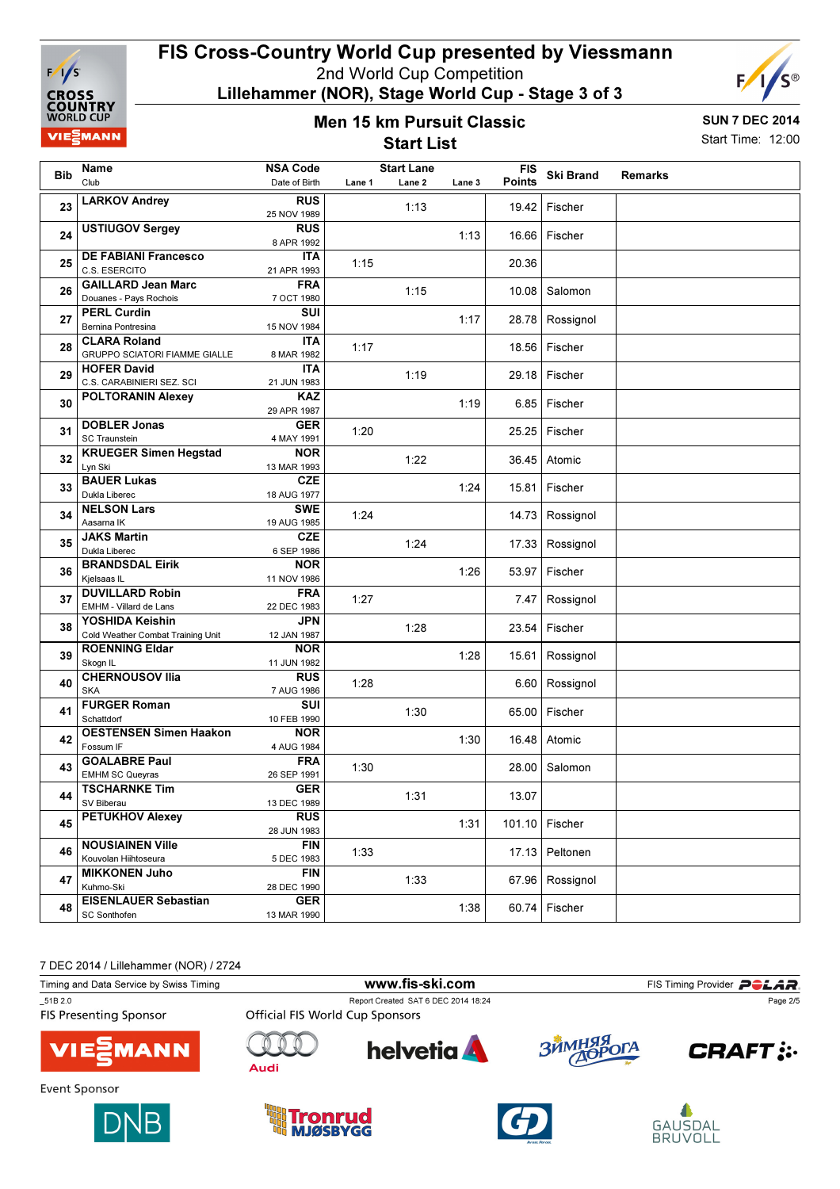# FIS Cross-Country World Cup presented by Viessmann

2nd World Cup Competition

**Lillehammer (NOR), Stage World Cup - Stage 3 of 3**

## Men 15 km Pursuit Classic

## Start List

**SUN 7 DEC 2014**

Start Time: 12:00

| Bib | Name / Club | NSA Code / Date of Birth | Lane 1 | Lane 2 | Lane 3 | FIS Points | Ski Brand | Remarks |
|---|---|---|---|---|---|---|---|---|
| 23 | **LARKOV Andrey** | **RUS** 25 NOV 1989 | | 1:13 | | 19.42 | Fischer | |
| 24 | **USTIUGOV Sergey** | **RUS** 8 APR 1992 | | | 1:13 | 16.66 | Fischer | |
| 25 | **DE FABIANI Francesco** C.S. ESERCITO | **ITA** 21 APR 1993 | 1:15 | | | 20.36 | | |
| 26 | **GAILLARD Jean Marc** Douanes - Pays Rochois | **FRA** 7 OCT 1980 | | 1:15 | | 10.08 | Salomon | |
| 27 | **PERL Curdin** Bernina Pontresina | **SUI** 15 NOV 1984 | | | 1:17 | 28.78 | Rossignol | |
| 28 | **CLARA Roland** GRUPPO SCIATORI FIAMME GIALLE | **ITA** 8 MAR 1982 | 1:17 | | | 18.56 | Fischer | |
| 29 | **HOFER David** C.S. CARABINIERI SEZ. SCI | **ITA** 21 JUN 1983 | | 1:19 | | 29.18 | Fischer | |
| 30 | **POLTORANIN Alexey** | **KAZ** 29 APR 1987 | | | 1:19 | 6.85 | Fischer | |
| 31 | **DOBLER Jonas** SC Traunstein | **GER** 4 MAY 1991 | 1:20 | | | 25.25 | Fischer | |
| 32 | **KRUEGER Simen Hegstad** Lyn Ski | **NOR** 13 MAR 1993 | | 1:22 | | 36.45 | Atomic | |
| 33 | **BAUER Lukas** Dukla Liberec | **CZE** 18 AUG 1977 | | | 1:24 | 15.81 | Fischer | |
| 34 | **NELSON Lars** Aasarna IK | **SWE** 19 AUG 1985 | 1:24 | | | 14.73 | Rossignol | |
| 35 | **JAKS Martin** Dukla Liberec | **CZE** 6 SEP 1986 | | 1:24 | | 17.33 | Rossignol | |
| 36 | **BRANDSDAL Eirik** Kjelsaas IL | **NOR** 11 NOV 1986 | | | 1:26 | 53.97 | Fischer | |
| 37 | **DUVILLARD Robin** EMHM - Villard de Lans | **FRA** 22 DEC 1983 | 1:27 | | | 7.47 | Rossignol | |
| 38 | **YOSHIDA Keishin** Cold Weather Combat Training Unit | **JPN** 12 JAN 1987 | | 1:28 | | 23.54 | Fischer | |
| 39 | **ROENNING Eldar** Skogn IL | **NOR** 11 JUN 1982 | | | 1:28 | 15.61 | Rossignol | |
| 40 | **CHERNOUSOV Ilia** SKA | **RUS** 7 AUG 1986 | 1:28 | | | 6.60 | Rossignol | |
| 41 | **FURGER Roman** Schattdorf | **SUI** 10 FEB 1990 | | 1:30 | | 65.00 | Fischer | |
| 42 | **OESTENSEN Simen Haakon** Fossum IF | **NOR** 4 AUG 1984 | | | 1:30 | 16.48 | Atomic | |
| 43 | **GOALABRE Paul** EMHM SC Queyras | **FRA** 26 SEP 1991 | 1:30 | | | 28.00 | Salomon | |
| 44 | **TSCHARNKE Tim** SV Biberau | **GER** 13 DEC 1989 | | 1:31 | | 13.07 | | |
| 45 | **PETUKHOV Alexey** | **RUS** 28 JUN 1983 | | | 1:31 | 101.10 | Fischer | |
| 46 | **NOUSIAINEN Ville** Kouvolan Hiihtoseura | **FIN** 5 DEC 1983 | 1:33 | | | 17.13 | Peltonen | |
| 47 | **MIKKONEN Juho** Kuhmo-Ski | **FIN** 28 DEC 1990 | | 1:33 | | 67.96 | Rossignol | |
| 48 | **EISENLAUER Sebastian** SC Sonthofen | **GER** 13 MAR 1990 | | | 1:38 | 60.74 | Fischer | |

7 DEC 2014 / Lillehammer (NOR) / 2724

Timing and Data Service by Swiss Timing — www.fis-ski.com — FIS Timing Provider POLAR

_51B 2.0 — Report Created SAT 6 DEC 2014 18:24

FIS Presenting Sponsor — Official FIS World Cup Sponsors

Event Sponsor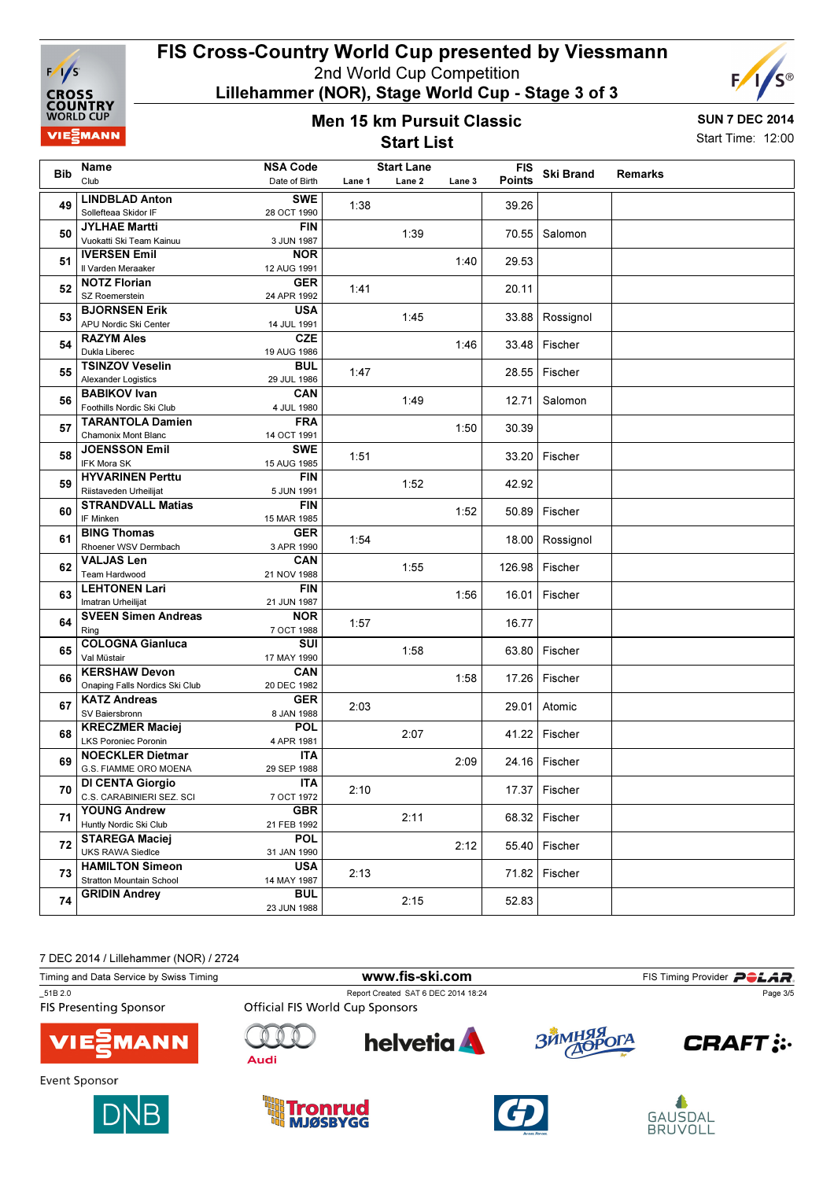# FIS Cross-Country World Cup presented by Viessmann

2nd World Cup Competition

Lillehammer (NOR), Stage World Cup - Stage 3 of 3

## Men 15 km Pursuit Classic

## Start List

SUN 7 DEC 2014

Start Time: 12:00

| Bib | Name / Club | NSA Code / Date of Birth | Lane 1 | Lane 2 | Lane 3 | FIS Points | Ski Brand | Remarks |
|---|---|---|---|---|---|---|---|---|
| 49 | **LINDBLAD Anton** Sollefteaa Skidor IF | **SWE** 28 OCT 1990 | 1:38 | | | 39.26 | | |
| 50 | **JYLHAE Martti** Vuokatti Ski Team Kainuu | **FIN** 3 JUN 1987 | | 1:39 | | 70.55 | Salomon | |
| 51 | **IVERSEN Emil** Il Varden Meraaker | **NOR** 12 AUG 1991 | | | 1:40 | 29.53 | | |
| 52 | **NOTZ Florian** SZ Roemerstein | **GER** 24 APR 1992 | 1:41 | | | 20.11 | | |
| 53 | **BJORNSEN Erik** APU Nordic Ski Center | **USA** 14 JUL 1991 | | 1:45 | | 33.88 | Rossignol | |
| 54 | **RAZYM Ales** Dukla Liberec | **CZE** 19 AUG 1986 | | | 1:46 | 33.48 | Fischer | |
| 55 | **TSINZOV Veselin** Alexander Logistics | **BUL** 29 JUL 1986 | 1:47 | | | 28.55 | Fischer | |
| 56 | **BABIKOV Ivan** Foothills Nordic Ski Club | **CAN** 4 JUL 1980 | | 1:49 | | 12.71 | Salomon | |
| 57 | **TARANTOLA Damien** Chamonix Mont Blanc | **FRA** 14 OCT 1991 | | | 1:50 | 30.39 | | |
| 58 | **JOENSSON Emil** IFK Mora SK | **SWE** 15 AUG 1985 | 1:51 | | | 33.20 | Fischer | |
| 59 | **HYVARINEN Perttu** Riistaveden Urheilijat | **FIN** 5 JUN 1991 | | 1:52 | | 42.92 | | |
| 60 | **STRANDVALL Matias** IF Minken | **FIN** 15 MAR 1985 | | | 1:52 | 50.89 | Fischer | |
| 61 | **BING Thomas** Rhoener WSV Dermbach | **GER** 3 APR 1990 | 1:54 | | | 18.00 | Rossignol | |
| 62 | **VALJAS Len** Team Hardwood | **CAN** 21 NOV 1988 | | 1:55 | | 126.98 | Fischer | |
| 63 | **LEHTONEN Lari** Imatran Urheilijat | **FIN** 21 JUN 1987 | | | 1:56 | 16.01 | Fischer | |
| 64 | **SVEEN Simen Andreas** Ring | **NOR** 7 OCT 1988 | 1:57 | | | 16.77 | | |
| 65 | **COLOGNA Gianluca** Val Müstair | **SUI** 17 MAY 1990 | | 1:58 | | 63.80 | Fischer | |
| 66 | **KERSHAW Devon** Onaping Falls Nordics Ski Club | **CAN** 20 DEC 1982 | | | 1:58 | 17.26 | Fischer | |
| 67 | **KATZ Andreas** SV Baiersbronn | **GER** 8 JAN 1988 | 2:03 | | | 29.01 | Atomic | |
| 68 | **KRECZMER Maciej** LKS Poroniec Poronin | **POL** 4 APR 1981 | | 2:07 | | 41.22 | Fischer | |
| 69 | **NOECKLER Dietmar** G.S. FIAMME ORO MOENA | **ITA** 29 SEP 1988 | | | 2:09 | 24.16 | Fischer | |
| 70 | **DI CENTA Giorgio** C.S. CARABINIERI SEZ. SCI | **ITA** 7 OCT 1972 | 2:10 | | | 17.37 | Fischer | |
| 71 | **YOUNG Andrew** Huntly Nordic Ski Club | **GBR** 21 FEB 1992 | | 2:11 | | 68.32 | Fischer | |
| 72 | **STAREGA Maciej** UKS RAWA Siedlce | **POL** 31 JAN 1990 | | | 2:12 | 55.40 | Fischer | |
| 73 | **HAMILTON Simeon** Stratton Mountain School | **USA** 14 MAY 1987 | 2:13 | | | 71.82 | Fischer | |
| 74 | **GRIDIN Andrey** | **BUL** 23 JUN 1988 | | 2:15 | | 52.83 | | |

7 DEC 2014 / Lillehammer (NOR) / 2724

Timing and Data Service by Swiss Timing — www.fis-ski.com — FIS Timing Provider POLAR

_51B 2.0 — Report Created SAT 6 DEC 2014 18:24

FIS Presenting Sponsor: Viessmann

Official FIS World Cup Sponsors: Audi, helvetia, Зимняя дорога, CRAFT

Event Sponsor: DNB, Tronrud Mjøsbygg, GD, Gausdal Bruvoll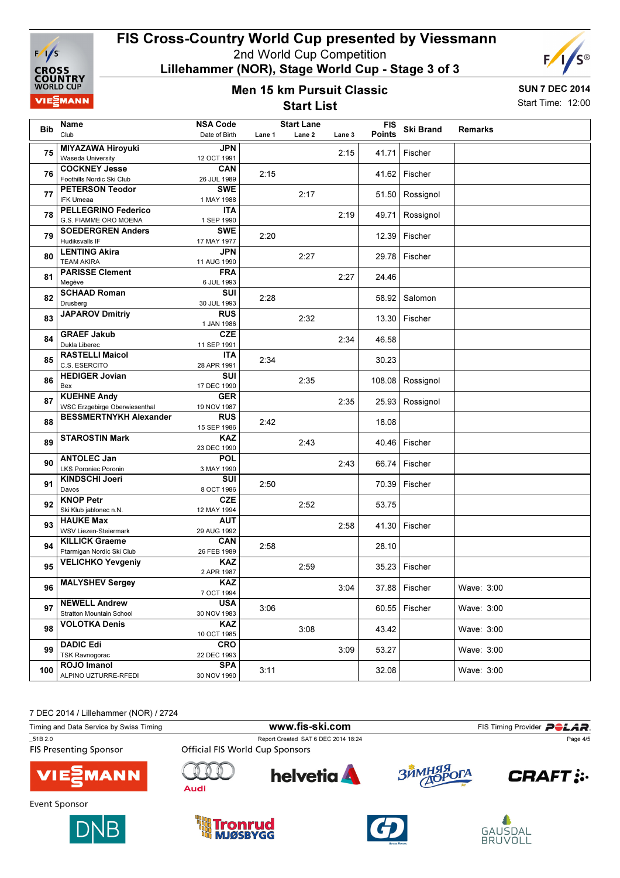# FIS Cross-Country World Cup presented by Viessmann

2nd World Cup Competition

Lillehammer (NOR), Stage World Cup - Stage 3 of 3

## Men 15 km Pursuit Classic

## Start List

SUN 7 DEC 2014

Start Time: 12:00

| Bib | Name / Club | NSA Code / Date of Birth | Lane 1 | Lane 2 | Lane 3 | FIS Points | Ski Brand | Remarks |
|---|---|---|---|---|---|---|---|---|
| 75 | MIYAZAWA Hiroyuki / Waseda University | JPN / 12 OCT 1991 | | | 2:15 | 41.71 | Fischer | |
| 76 | COCKNEY Jesse / Foothills Nordic Ski Club | CAN / 26 JUL 1989 | 2:15 | | | 41.62 | Fischer | |
| 77 | PETERSON Teodor / IFK Umeaa | SWE / 1 MAY 1988 | | 2:17 | | 51.50 | Rossignol | |
| 78 | PELLEGRINO Federico / G.S. FIAMME ORO MOENA | ITA / 1 SEP 1990 | | | 2:19 | 49.71 | Rossignol | |
| 79 | SOEDERGREN Anders / Hudiksvalls IF | SWE / 17 MAY 1977 | 2:20 | | | 12.39 | Fischer | |
| 80 | LENTING Akira / TEAM AKIRA | JPN / 11 AUG 1990 | | 2:27 | | 29.78 | Fischer | |
| 81 | PARISSE Clement / Megève | FRA / 6 JUL 1993 | | | 2:27 | 24.46 | | |
| 82 | SCHAAD Roman / Drusberg | SUI / 30 JUL 1993 | 2:28 | | | 58.92 | Salomon | |
| 83 | JAPAROV Dmitriy | RUS / 1 JAN 1986 | | 2:32 | | 13.30 | Fischer | |
| 84 | GRAEF Jakub / Dukla Liberec | CZE / 11 SEP 1991 | | | 2:34 | 46.58 | | |
| 85 | RASTELLI Maicol / C.S. ESERCITO | ITA / 28 APR 1991 | 2:34 | | | 30.23 | | |
| 86 | HEDIGER Jovian / Bex | SUI / 17 DEC 1990 | | 2:35 | | 108.08 | Rossignol | |
| 87 | KUEHNE Andy / WSC Erzgebirge Oberwiesenthal | GER / 19 NOV 1987 | | | 2:35 | 25.93 | Rossignol | |
| 88 | BESSMERTNYKH Alexander | RUS / 15 SEP 1986 | 2:42 | | | 18.08 | | |
| 89 | STAROSTIN Mark | KAZ / 23 DEC 1990 | | 2:43 | | 40.46 | Fischer | |
| 90 | ANTOLEC Jan / LKS Poroniec Poronin | POL / 3 MAY 1990 | | | 2:43 | 66.74 | Fischer | |
| 91 | KINDSCHI Joeri / Davos | SUI / 8 OCT 1986 | 2:50 | | | 70.39 | Fischer | |
| 92 | KNOP Petr / Ski Klub jablonec n.N. | CZE / 12 MAY 1994 | | 2:52 | | 53.75 | | |
| 93 | HAUKE Max / WSV Liezen-Steiermark | AUT / 29 AUG 1992 | | | 2:58 | 41.30 | Fischer | |
| 94 | KILLICK Graeme / Ptarmigan Nordic Ski Club | CAN / 26 FEB 1989 | 2:58 | | | 28.10 | | |
| 95 | VELICHKO Yevgeniy | KAZ / 2 APR 1987 | | 2:59 | | 35.23 | Fischer | |
| 96 | MALYSHEV Sergey | KAZ / 7 OCT 1994 | | | 3:04 | 37.88 | Fischer | Wave: 3:00 |
| 97 | NEWELL Andrew / Stratton Mountain School | USA / 30 NOV 1983 | 3:06 | | | 60.55 | Fischer | Wave: 3:00 |
| 98 | VOLOTKA Denis | KAZ / 10 OCT 1985 | | 3:08 | | 43.42 | | Wave: 3:00 |
| 99 | DADIC Edi / TSK Ravnogorac | CRO / 22 DEC 1993 | | | 3:09 | 53.27 | | Wave: 3:00 |
| 100 | ROJO Imanol / ALPINO UZTURRE-RFEDI | SPA / 30 NOV 1990 | 3:11 | | | 32.08 | | Wave: 3:00 |

7 DEC 2014 / Lillehammer (NOR) / 2724

Timing and Data Service by Swiss Timing | www.fis-ski.com | FIS Timing Provider POLAR

_51B 2.0 | Report Created SAT 6 DEC 2014 18:24

FIS Presenting Sponsor: VIESSMANN

Official FIS World Cup Sponsors: Audi, helvetia, Зимняя Дорога, CRAFT

Event Sponsor: DNB, Tronrud Mjøsbygg, Gausdal Bruvoll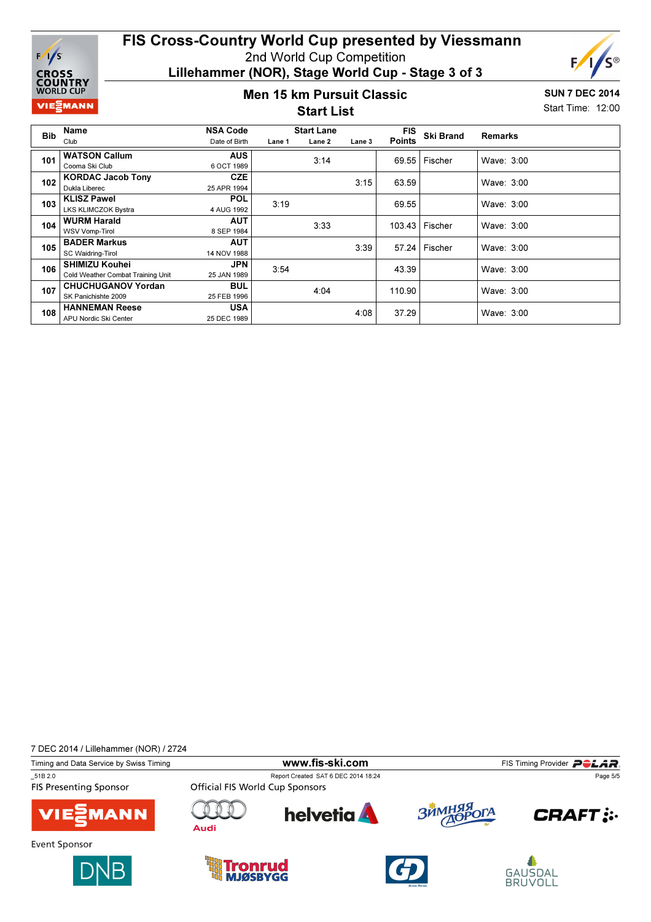# FIS Cross-Country World Cup presented by Viessmann

2nd World Cup Competition

Lillehammer (NOR), Stage World Cup - Stage 3 of 3

## Men 15 km Pursuit Classic

## Start List

SUN 7 DEC 2014

Start Time: 12:00

| Bib | Name / Club | NSA Code / Date of Birth | Start Lane: Lane 1 | Lane 2 | Lane 3 | FIS Points | Ski Brand | Remarks |
|---|---|---|---|---|---|---|---|---|
| 101 | WATSON Callum<br>Cooma Ski Club | AUS<br>6 OCT 1989 | | 3:14 | | 69.55 | Fischer | Wave: 3:00 |
| 102 | KORDAC Jacob Tony<br>Dukla Liberec | CZE<br>25 APR 1994 | | | 3:15 | 63.59 | | Wave: 3:00 |
| 103 | KLISZ Pawel<br>LKS KLIMCZOK Bystra | POL<br>4 AUG 1992 | 3:19 | | | 69.55 | | Wave: 3:00 |
| 104 | WURM Harald<br>WSV Vomp-Tirol | AUT<br>8 SEP 1984 | | 3:33 | | 103.43 | Fischer | Wave: 3:00 |
| 105 | BADER Markus<br>SC Waidring-Tirol | AUT<br>14 NOV 1988 | | | 3:39 | 57.24 | Fischer | Wave: 3:00 |
| 106 | SHIMIZU Kouhei<br>Cold Weather Combat Training Unit | JPN<br>25 JAN 1989 | 3:54 | | | 43.39 | | Wave: 3:00 |
| 107 | CHUCHUGANOV Yordan<br>SK Panichishte 2009 | BUL<br>25 FEB 1996 | | 4:04 | | 110.90 | | Wave: 3:00 |
| 108 | HANNEMAN Reese<br>APU Nordic Ski Center | USA<br>25 DEC 1989 | | | 4:08 | 37.29 | | Wave: 3:00 |

7 DEC 2014 / Lillehammer (NOR) / 2724

Timing and Data Service by Swiss Timing | www.fis-ski.com | FIS Timing Provider POLAR

_51B 2.0 | Report Created SAT 6 DEC 2014 18:24

FIS Presenting Sponsor | Official FIS World Cup Sponsors

Event Sponsor